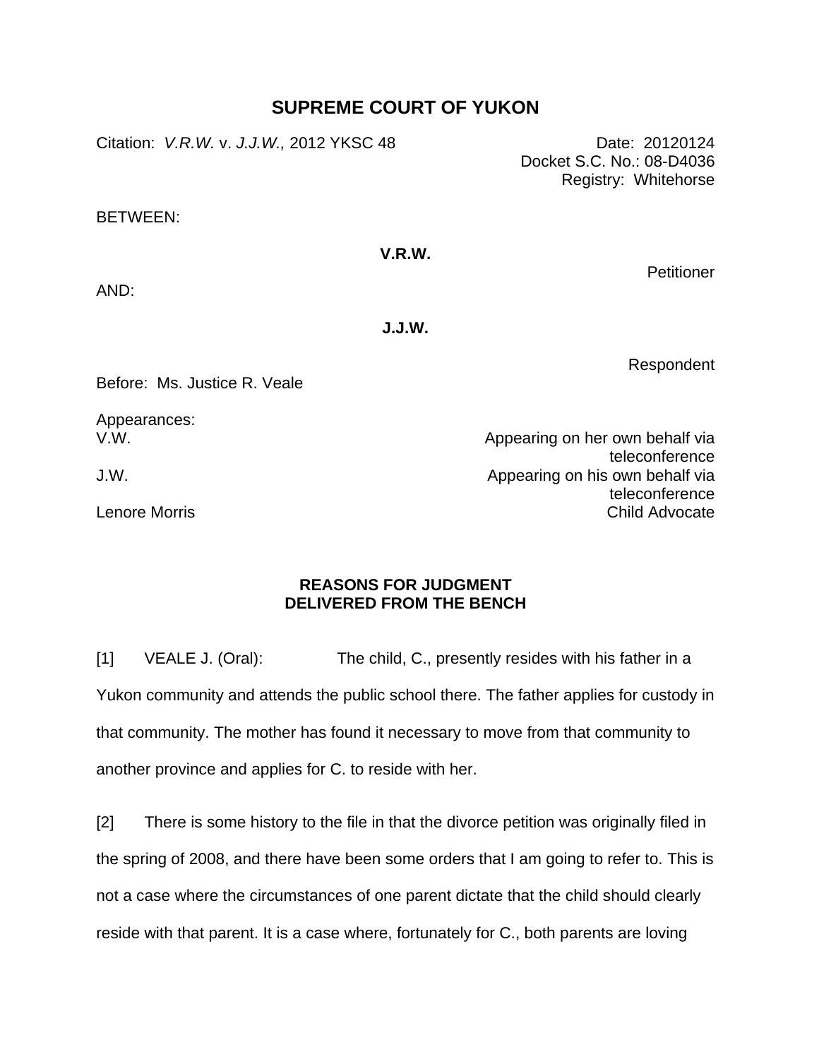# SUPREME COURT OF YUKON

Citation: *V.R.W.* v. *J.J.W.,* 2012 YKSC 48

Date: 20120124
Docket S.C. No.: 08-D4036
Registry: Whitehorse

BETWEEN:

**V.R.W.**

Petitioner

AND:

**J.J.W.**

Respondent

Before: Ms. Justice R. Veale

Appearances:

| | |
|---|---|
| V.W. | Appearing on her own behalf via teleconference |
| J.W. | Appearing on his own behalf via teleconference |
| Lenore Morris | Child Advocate |

**REASONS FOR JUDGMENT**
**DELIVERED FROM THE BENCH**

[1] VEALE J. (Oral): The child, C., presently resides with his father in a Yukon community and attends the public school there. The father applies for custody in that community. The mother has found it necessary to move from that community to another province and applies for C. to reside with her.

[2] There is some history to the file in that the divorce petition was originally filed in the spring of 2008, and there have been some orders that I am going to refer to. This is not a case where the circumstances of one parent dictate that the child should clearly reside with that parent. It is a case where, fortunately for C., both parents are loving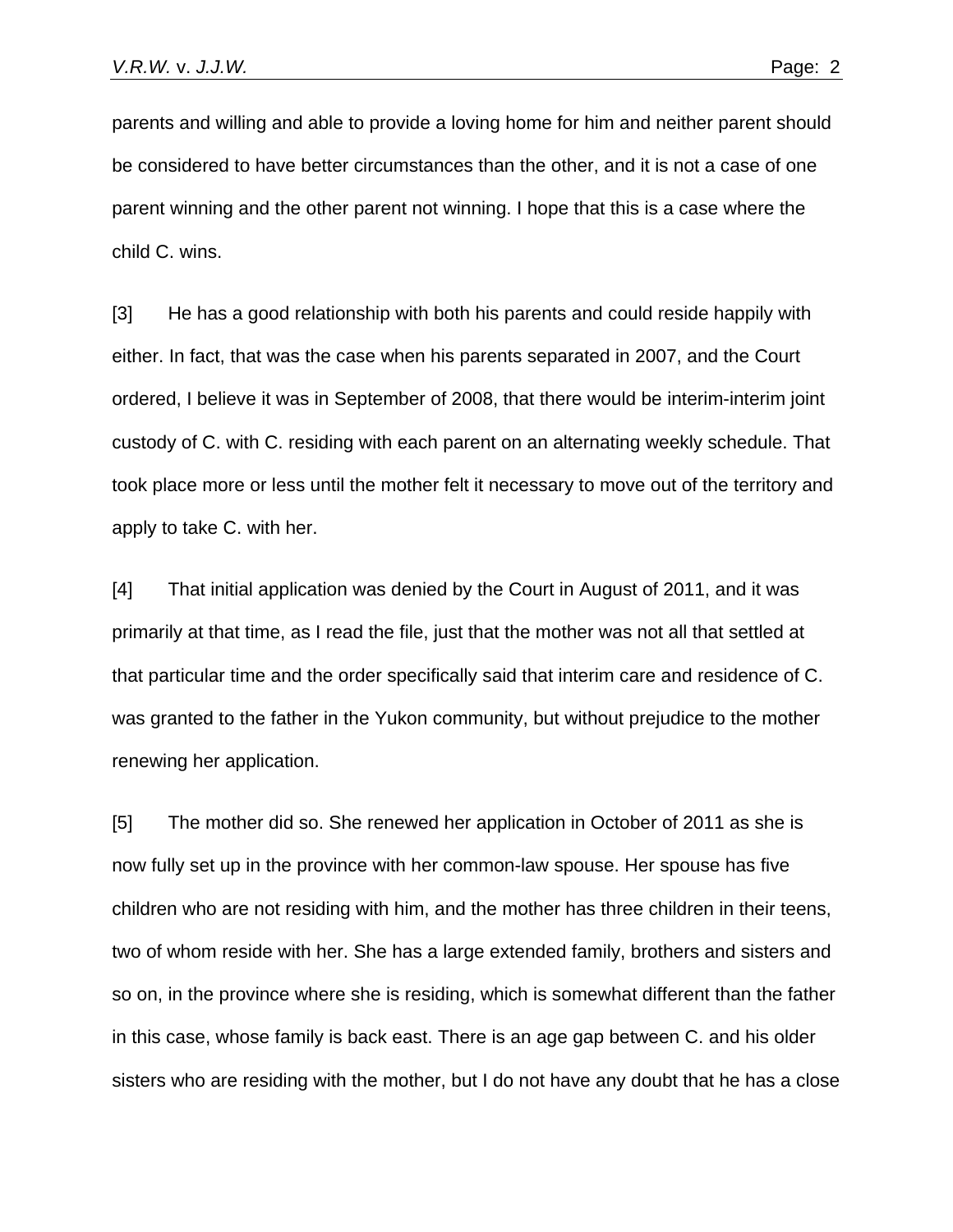parents and willing and able to provide a loving home for him and neither parent should be considered to have better circumstances than the other, and it is not a case of one parent winning and the other parent not winning. I hope that this is a case where the child C. wins.

[3] He has a good relationship with both his parents and could reside happily with either. In fact, that was the case when his parents separated in 2007, and the Court ordered, I believe it was in September of 2008, that there would be interim-interim joint custody of C. with C. residing with each parent on an alternating weekly schedule. That took place more or less until the mother felt it necessary to move out of the territory and apply to take C. with her.

[4] That initial application was denied by the Court in August of 2011, and it was primarily at that time, as I read the file, just that the mother was not all that settled at that particular time and the order specifically said that interim care and residence of C. was granted to the father in the Yukon community, but without prejudice to the mother renewing her application.

[5] The mother did so. She renewed her application in October of 2011 as she is now fully set up in the province with her common-law spouse. Her spouse has five children who are not residing with him, and the mother has three children in their teens, two of whom reside with her. She has a large extended family, brothers and sisters and so on, in the province where she is residing, which is somewhat different than the father in this case, whose family is back east. There is an age gap between C. and his older sisters who are residing with the mother, but I do not have any doubt that he has a close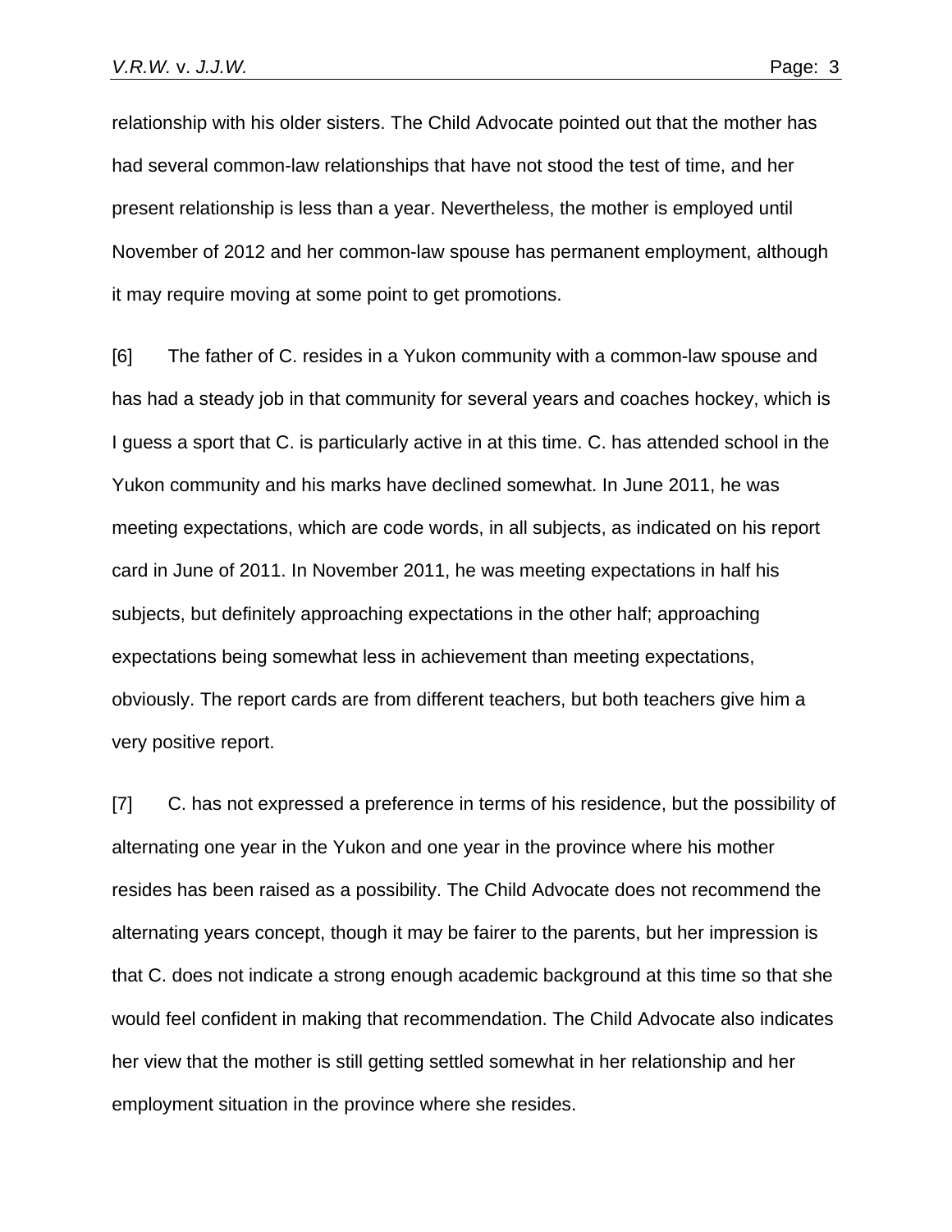relationship with his older sisters. The Child Advocate pointed out that the mother has had several common-law relationships that have not stood the test of time, and her present relationship is less than a year. Nevertheless, the mother is employed until November of 2012 and her common-law spouse has permanent employment, although it may require moving at some point to get promotions.

[6] The father of C. resides in a Yukon community with a common-law spouse and has had a steady job in that community for several years and coaches hockey, which is I guess a sport that C. is particularly active in at this time. C. has attended school in the Yukon community and his marks have declined somewhat. In June 2011, he was meeting expectations, which are code words, in all subjects, as indicated on his report card in June of 2011. In November 2011, he was meeting expectations in half his subjects, but definitely approaching expectations in the other half; approaching expectations being somewhat less in achievement than meeting expectations, obviously. The report cards are from different teachers, but both teachers give him a very positive report.

[7] C. has not expressed a preference in terms of his residence, but the possibility of alternating one year in the Yukon and one year in the province where his mother resides has been raised as a possibility. The Child Advocate does not recommend the alternating years concept, though it may be fairer to the parents, but her impression is that C. does not indicate a strong enough academic background at this time so that she would feel confident in making that recommendation. The Child Advocate also indicates her view that the mother is still getting settled somewhat in her relationship and her employment situation in the province where she resides.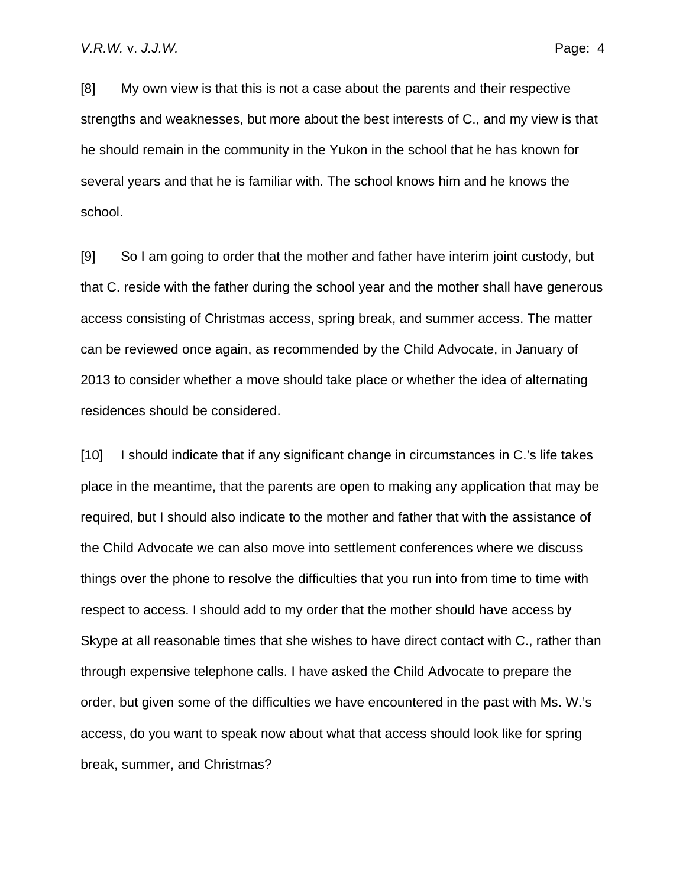[8] My own view is that this is not a case about the parents and their respective strengths and weaknesses, but more about the best interests of C., and my view is that he should remain in the community in the Yukon in the school that he has known for several years and that he is familiar with. The school knows him and he knows the school.

[9] So I am going to order that the mother and father have interim joint custody, but that C. reside with the father during the school year and the mother shall have generous access consisting of Christmas access, spring break, and summer access. The matter can be reviewed once again, as recommended by the Child Advocate, in January of 2013 to consider whether a move should take place or whether the idea of alternating residences should be considered.

[10] I should indicate that if any significant change in circumstances in C.'s life takes place in the meantime, that the parents are open to making any application that may be required, but I should also indicate to the mother and father that with the assistance of the Child Advocate we can also move into settlement conferences where we discuss things over the phone to resolve the difficulties that you run into from time to time with respect to access. I should add to my order that the mother should have access by Skype at all reasonable times that she wishes to have direct contact with C., rather than through expensive telephone calls. I have asked the Child Advocate to prepare the order, but given some of the difficulties we have encountered in the past with Ms. W.'s access, do you want to speak now about what that access should look like for spring break, summer, and Christmas?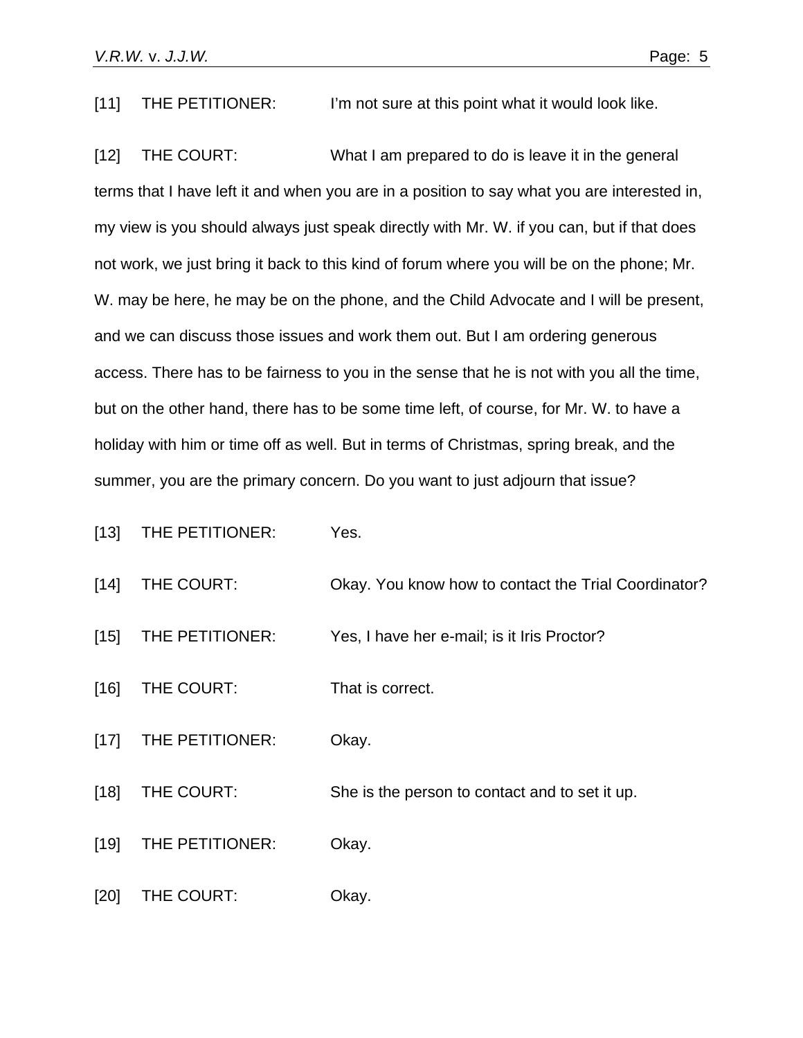[11] THE PETITIONER: I'm not sure at this point what it would look like.

[12] THE COURT: What I am prepared to do is leave it in the general terms that I have left it and when you are in a position to say what you are interested in, my view is you should always just speak directly with Mr. W. if you can, but if that does not work, we just bring it back to this kind of forum where you will be on the phone; Mr. W. may be here, he may be on the phone, and the Child Advocate and I will be present, and we can discuss those issues and work them out. But I am ordering generous access. There has to be fairness to you in the sense that he is not with you all the time, but on the other hand, there has to be some time left, of course, for Mr. W. to have a holiday with him or time off as well. But in terms of Christmas, spring break, and the summer, you are the primary concern. Do you want to just adjourn that issue?

[13] THE PETITIONER: Yes.

[14] THE COURT: Okay. You know how to contact the Trial Coordinator?

[15] THE PETITIONER: Yes, I have her e-mail; is it Iris Proctor?

[16] THE COURT: That is correct.

[17] THE PETITIONER: Okay.

[18] THE COURT: She is the person to contact and to set it up.

[19] THE PETITIONER: Okay.

[20] THE COURT: Okay.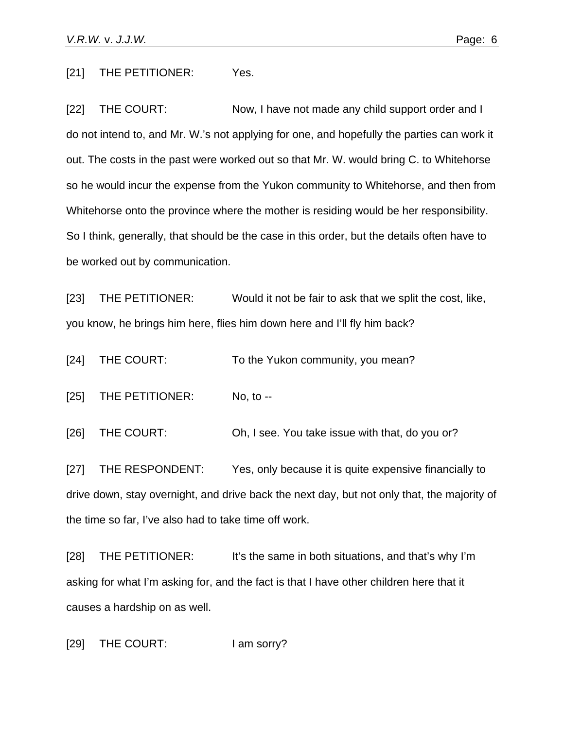[21] THE PETITIONER: Yes.

[22] THE COURT: Now, I have not made any child support order and I do not intend to, and Mr. W.'s not applying for one, and hopefully the parties can work it out. The costs in the past were worked out so that Mr. W. would bring C. to Whitehorse so he would incur the expense from the Yukon community to Whitehorse, and then from Whitehorse onto the province where the mother is residing would be her responsibility. So I think, generally, that should be the case in this order, but the details often have to be worked out by communication.

[23] THE PETITIONER: Would it not be fair to ask that we split the cost, like, you know, he brings him here, flies him down here and I'll fly him back?

[24] THE COURT: To the Yukon community, you mean?

[25] THE PETITIONER: No, to --

[26] THE COURT: Oh, I see. You take issue with that, do you or?

[27] THE RESPONDENT: Yes, only because it is quite expensive financially to drive down, stay overnight, and drive back the next day, but not only that, the majority of the time so far, I've also had to take time off work.

[28] THE PETITIONER: It's the same in both situations, and that's why I'm asking for what I'm asking for, and the fact is that I have other children here that it causes a hardship on as well.

[29] THE COURT: I am sorry?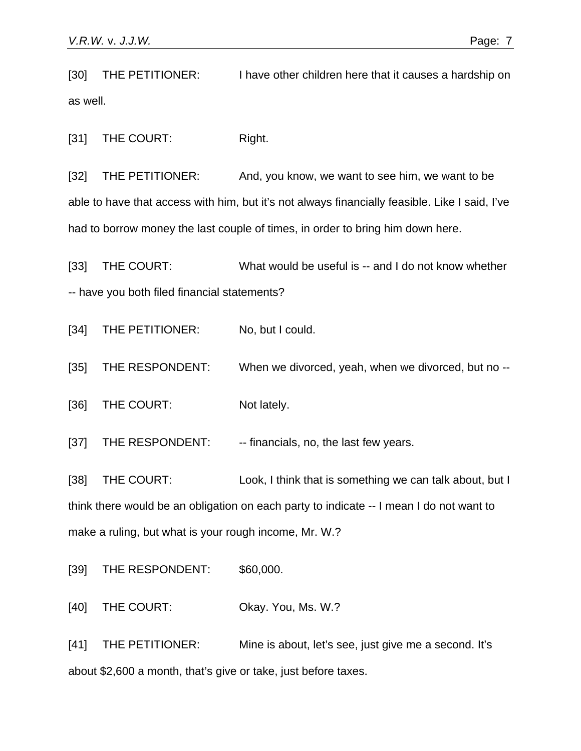[30] THE PETITIONER: I have other children here that it causes a hardship on as well.

[31] THE COURT: Right.

[32] THE PETITIONER: And, you know, we want to see him, we want to be able to have that access with him, but it's not always financially feasible. Like I said, I've had to borrow money the last couple of times, in order to bring him down here.

[33] THE COURT: What would be useful is -- and I do not know whether -- have you both filed financial statements?

[34] THE PETITIONER: No, but I could.

[35] THE RESPONDENT: When we divorced, yeah, when we divorced, but no --

[36] THE COURT: Not lately.

[37] THE RESPONDENT: -- financials, no, the last few years.

[38] THE COURT: Look, I think that is something we can talk about, but I think there would be an obligation on each party to indicate -- I mean I do not want to make a ruling, but what is your rough income, Mr. W.?

[39] THE RESPONDENT: $60,000.

[40] THE COURT: Okay. You, Ms. W.?

[41] THE PETITIONER: Mine is about, let's see, just give me a second. It's about $2,600 a month, that's give or take, just before taxes.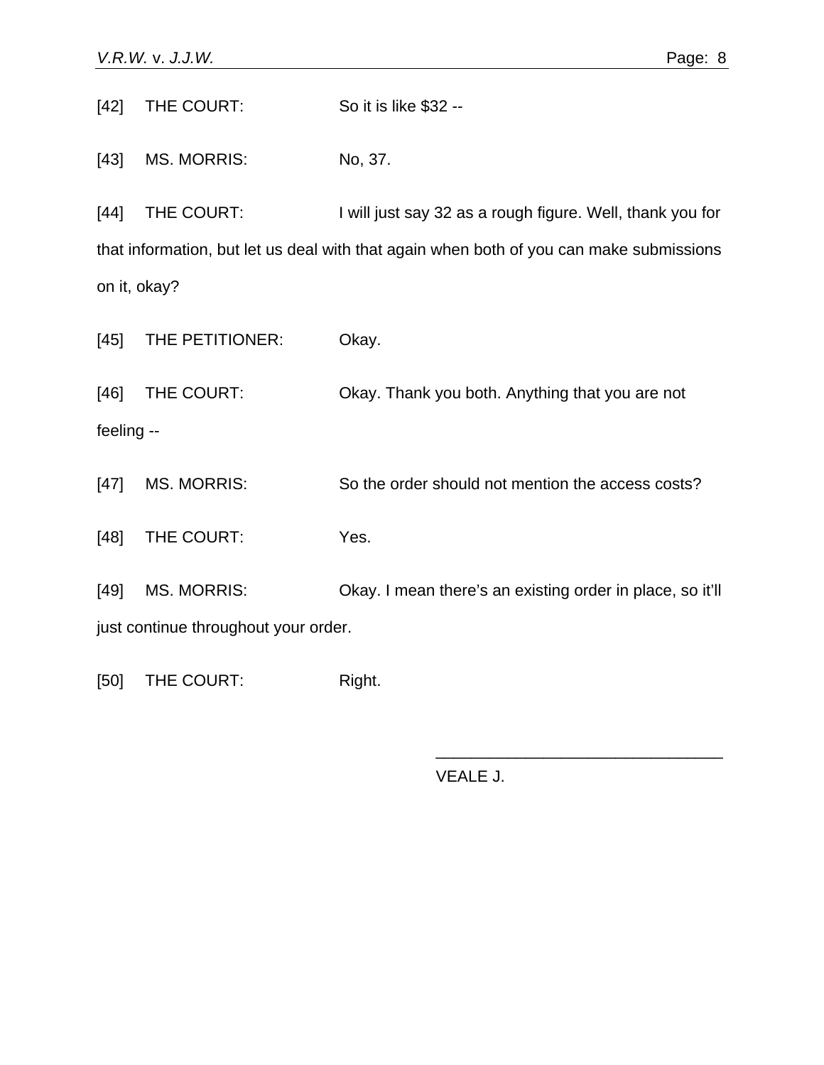[42] THE COURT: So it is like $32 --

[43] MS. MORRIS: No, 37.

[44] THE COURT: I will just say 32 as a rough figure. Well, thank you for that information, but let us deal with that again when both of you can make submissions on it, okay?

[45] THE PETITIONER: Okay.

[46] THE COURT: Okay. Thank you both. Anything that you are not feeling --

[47] MS. MORRIS: So the order should not mention the access costs?

[48] THE COURT: Yes.

[49] MS. MORRIS: Okay. I mean there's an existing order in place, so it'll just continue throughout your order.

[50] THE COURT: Right.

\_\_\_\_\_\_\_\_\_\_\_\_\_\_\_\_\_\_\_\_\_\_\_\_\_\_\_\_\_\_\_\_

VEALE J.